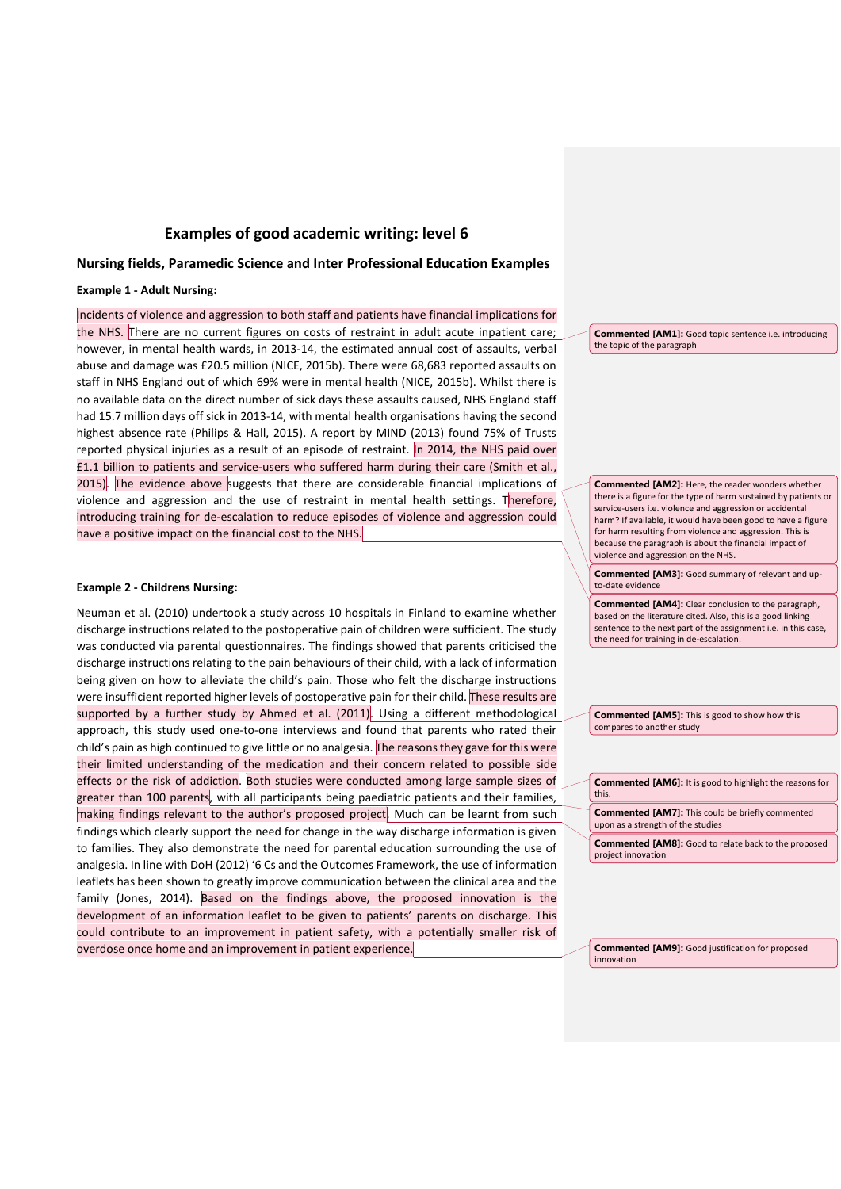## Examples of good academic writing: level 6

### Nursing fields, Paramedic Science and Inter Professional Education Examples

**Example 1 - Adult Nursing:**

Incidents of violence and aggression to both staff and patients have financial implications for the NHS. There are no current figures on costs of restraint in adult acute inpatient care; however, in mental health wards, in 2013-14, the estimated annual cost of assaults, verbal abuse and damage was £20.5 million (NICE, 2015b). There were 68,683 reported assaults on staff in NHS England out of which 69% were in mental health (NICE, 2015b). Whilst there is no available data on the direct number of sick days these assaults caused, NHS England staff had 15.7 million days off sick in 2013-14, with mental health organisations having the second highest absence rate (Philips & Hall, 2015). A report by MIND (2013) found 75% of Trusts reported physical injuries as a result of an episode of restraint. In 2014, the NHS paid over £1.1 billion to patients and service-users who suffered harm during their care (Smith et al., 2015). The evidence above suggests that there are considerable financial implications of violence and aggression and the use of restraint in mental health settings. Therefore, introducing training for de-escalation to reduce episodes of violence and aggression could have a positive impact on the financial cost to the NHS.

> **Commented [AM1]:** Good topic sentence i.e. introducing the topic of the paragraph

> **Commented [AM2]:** Here, the reader wonders whether there is a figure for the type of harm sustained by patients or service-users i.e. violence and aggression or accidental harm? If available, it would have been good to have a figure for harm resulting from violence and aggression. This is because the paragraph is about the financial impact of violence and aggression on the NHS.

> **Commented [AM3]:** Good summary of relevant and up-to-date evidence

> **Commented [AM4]:** Clear conclusion to the paragraph, based on the literature cited. Also, this is a good linking sentence to the next part of the assignment i.e. in this case, the need for training in de-escalation.

**Example 2 - Childrens Nursing:**

Neuman et al. (2010) undertook a study across 10 hospitals in Finland to examine whether discharge instructions related to the postoperative pain of children were sufficient. The study was conducted via parental questionnaires. The findings showed that parents criticised the discharge instructions relating to the pain behaviours of their child, with a lack of information being given on how to alleviate the child's pain. Those who felt the discharge instructions were insufficient reported higher levels of postoperative pain for their child. These results are supported by a further study by Ahmed et al. (2011). Using a different methodological approach, this study used one-to-one interviews and found that parents who rated their child's pain as high continued to give little or no analgesia. The reasons they gave for this were their limited understanding of the medication and their concern related to possible side effects or the risk of addiction. Both studies were conducted among large sample sizes of greater than 100 parents, with all participants being paediatric patients and their families, making findings relevant to the author's proposed project. Much can be learnt from such findings which clearly support the need for change in the way discharge information is given to families. They also demonstrate the need for parental education surrounding the use of analgesia. In line with DoH (2012) '6 Cs and the Outcomes Framework, the use of information leaflets has been shown to greatly improve communication between the clinical area and the family (Jones, 2014). Based on the findings above, the proposed innovation is the development of an information leaflet to be given to patients' parents on discharge. This could contribute to an improvement in patient safety, with a potentially smaller risk of overdose once home and an improvement in patient experience.

> **Commented [AM5]:** This is good to show how this compares to another study

> **Commented [AM6]:** It is good to highlight the reasons for this.

> **Commented [AM7]:** This could be briefly commented upon as a strength of the studies

> **Commented [AM8]:** Good to relate back to the proposed project innovation

> **Commented [AM9]:** Good justification for proposed innovation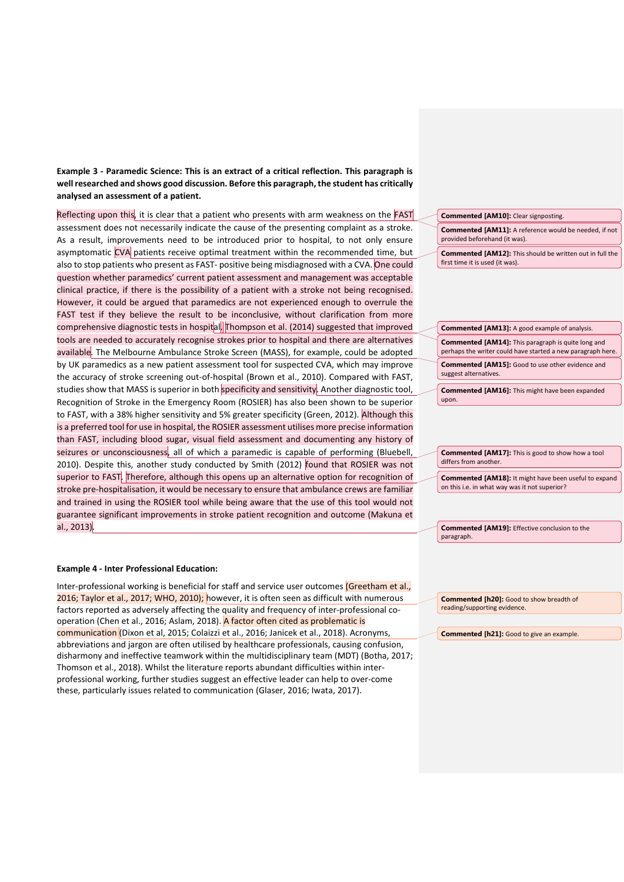**Example 3 - Paramedic Science: This is an extract of a critical reflection. This paragraph is well researched and shows good discussion. Before this paragraph, the student has critically analysed an assessment of a patient.**

Reflecting upon this, it is clear that a patient who presents with arm weakness on the FAST assessment does not necessarily indicate the cause of the presenting complaint as a stroke. As a result, improvements need to be introduced prior to hospital, to not only ensure asymptomatic CVA patients receive optimal treatment within the recommended time, but also to stop patients who present as FAST- positive being misdiagnosed with a CVA. One could question whether paramedics' current patient assessment and management was acceptable clinical practice, if there is the possibility of a patient with a stroke not being recognised. However, it could be argued that paramedics are not experienced enough to overrule the FAST test if they believe the result to be inconclusive, without clarification from more comprehensive diagnostic tests in hospital. Thompson et al. (2014) suggested that improved tools are needed to accurately recognise strokes prior to hospital and there are alternatives available. The Melbourne Ambulance Stroke Screen (MASS), for example, could be adopted by UK paramedics as a new patient assessment tool for suspected CVA, which may improve the accuracy of stroke screening out-of-hospital (Brown et al., 2010). Compared with FAST, studies show that MASS is superior in both specificity and sensitivity. Another diagnostic tool, Recognition of Stroke in the Emergency Room (ROSIER) has also been shown to be superior to FAST, with a 38% higher sensitivity and 5% greater specificity (Green, 2012). Although this is a preferred tool for use in hospital, the ROSIER assessment utilises more precise information than FAST, including blood sugar, visual field assessment and documenting any history of seizures or unconsciousness, all of which a paramedic is capable of performing (Bluebell, 2010). Despite this, another study conducted by Smith (2012) found that ROSIER was not superior to FAST. Therefore, although this opens up an alternative option for recognition of stroke pre-hospitalisation, it would be necessary to ensure that ambulance crews are familiar and trained in using the ROSIER tool while being aware that the use of this tool would not guarantee significant improvements in stroke patient recognition and outcome (Makuna et al., 2013).

**Commented [AM10]:** Clear signposting.

**Commented [AM11]:** A reference would be needed, if not provided beforehand (it was).

**Commented [AM12]:** This should be written out in full the first time it is used (it was).

**Commented [AM13]:** A good example of analysis.

**Commented [AM14]:** This paragraph is quite long and perhaps the writer could have started a new paragraph here.

**Commented [AM15]:** Good to use other evidence and suggest alternatives.

**Commented [AM16]:** This might have been expanded upon.

**Commented [AM17]:** This is good to show how a tool differs from another.

**Commented [AM18]:** It might have been useful to expand on this i.e. in what way was it not superior?

**Commented [AM19]:** Effective conclusion to the paragraph.

**Example 4 - Inter Professional Education:**

Inter-professional working is beneficial for staff and service user outcomes (Greetham et al., 2016; Taylor et al., 2017; WHO, 2010); however, it is often seen as difficult with numerous factors reported as adversely affecting the quality and frequency of inter-professional co-operation (Chen et al., 2016; Aslam, 2018). A factor often cited as problematic is communication (Dixon et al, 2015; Colaizzi et al., 2016; Janicek et al., 2018). Acronyms, abbreviations and jargon are often utilised by healthcare professionals, causing confusion, disharmony and ineffective teamwork within the multidisciplinary team (MDT) (Botha, 2017; Thomson et al., 2018). Whilst the literature reports abundant difficulties within inter-professional working, further studies suggest an effective leader can help to over-come these, particularly issues related to communication (Glaser, 2016; Iwata, 2017).

**Commented [h20]:** Good to show breadth of reading/supporting evidence.

**Commented [h21]:** Good to give an example.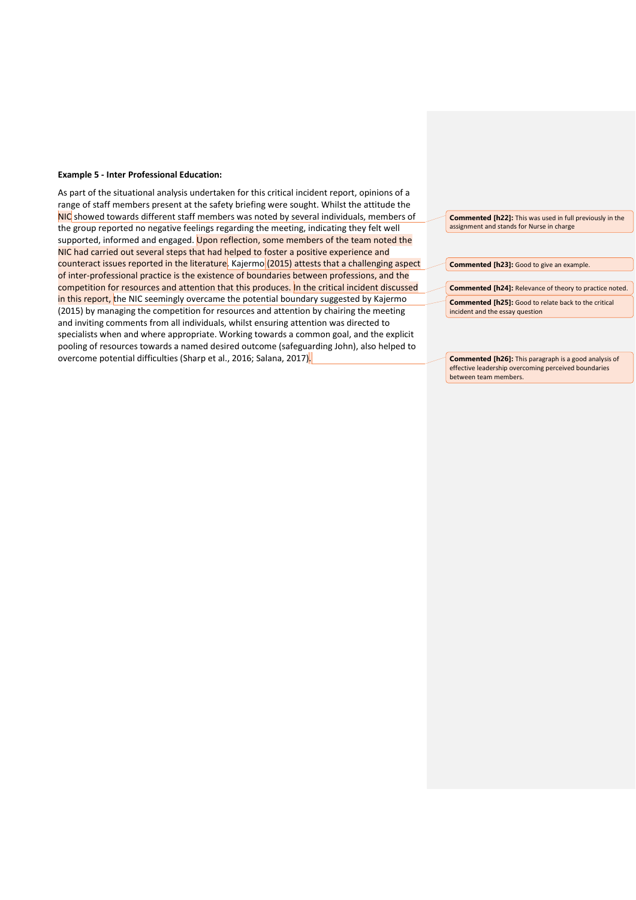**Example 5 - Inter Professional Education:**

As part of the situational analysis undertaken for this critical incident report, opinions of a range of staff members present at the safety briefing were sought. Whilst the attitude the NIC showed towards different staff members was noted by several individuals, members of the group reported no negative feelings regarding the meeting, indicating they felt well supported, informed and engaged. Upon reflection, some members of the team noted the NIC had carried out several steps that had helped to foster a positive experience and counteract issues reported in the literature. Kajermo (2015) attests that a challenging aspect of inter-professional practice is the existence of boundaries between professions, and the competition for resources and attention that this produces. In the critical incident discussed in this report, the NIC seemingly overcame the potential boundary suggested by Kajermo (2015) by managing the competition for resources and attention by chairing the meeting and inviting comments from all individuals, whilst ensuring attention was directed to specialists when and where appropriate. Working towards a common goal, and the explicit pooling of resources towards a named desired outcome (safeguarding John), also helped to overcome potential difficulties (Sharp et al., 2016; Salana, 2017).

**Commented [h22]:** This was used in full previously in the assignment and stands for Nurse in charge

**Commented [h23]:** Good to give an example.

**Commented [h24]:** Relevance of theory to practice noted.

**Commented [h25]:** Good to relate back to the critical incident and the essay question

**Commented [h26]:** This paragraph is a good analysis of effective leadership overcoming perceived boundaries between team members.